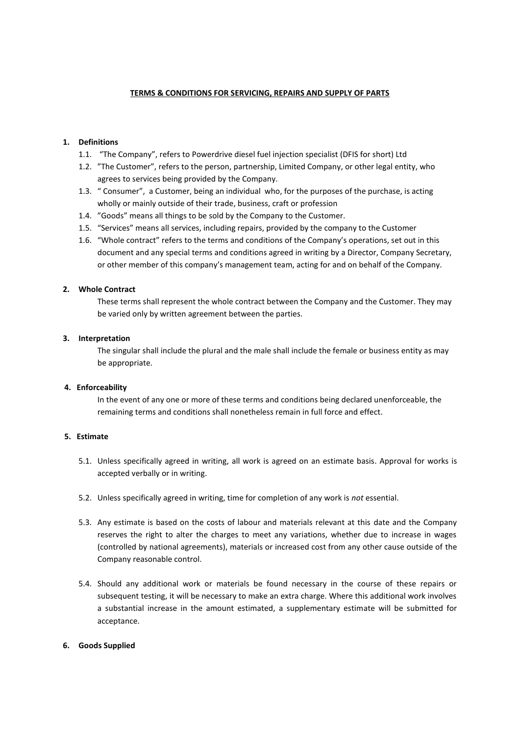**TERMS & CONDITIONS FOR SERVICING, REPAIRS AND SUPPLY OF PARTS**

1. **Definitions**
   1.1. "The Company", refers to Powerdrive diesel fuel injection specialist (DFIS for short) Ltd
   1.2. "The Customer", refers to the person, partnership, Limited Company, or other legal entity, who agrees to services being provided by the Company.
   1.3. " Consumer", a Customer, being an individual who, for the purposes of the purchase, is acting wholly or mainly outside of their trade, business, craft or profession
   1.4. "Goods" means all things to be sold by the Company to the Customer.
   1.5. "Services" means all services, including repairs, provided by the company to the Customer
   1.6. "Whole contract" refers to the terms and conditions of the Company's operations, set out in this document and any special terms and conditions agreed in writing by a Director, Company Secretary, or other member of this company's management team, acting for and on behalf of the Company.

2. **Whole Contract**

   These terms shall represent the whole contract between the Company and the Customer. They may be varied only by written agreement between the parties.

3. **Interpretation**

   The singular shall include the plural and the male shall include the female or business entity as may be appropriate.

4. **Enforceability**

   In the event of any one or more of these terms and conditions being declared unenforceable, the remaining terms and conditions shall nonetheless remain in full force and effect.

5. **Estimate**

   5.1. Unless specifically agreed in writing, all work is agreed on an estimate basis. Approval for works is accepted verbally or in writing.

   5.2. Unless specifically agreed in writing, time for completion of any work is *not* essential.

   5.3. Any estimate is based on the costs of labour and materials relevant at this date and the Company reserves the right to alter the charges to meet any variations, whether due to increase in wages (controlled by national agreements), materials or increased cost from any other cause outside of the Company reasonable control.

   5.4. Should any additional work or materials be found necessary in the course of these repairs or subsequent testing, it will be necessary to make an extra charge. Where this additional work involves a substantial increase in the amount estimated, a supplementary estimate will be submitted for acceptance.

6. **Goods Supplied**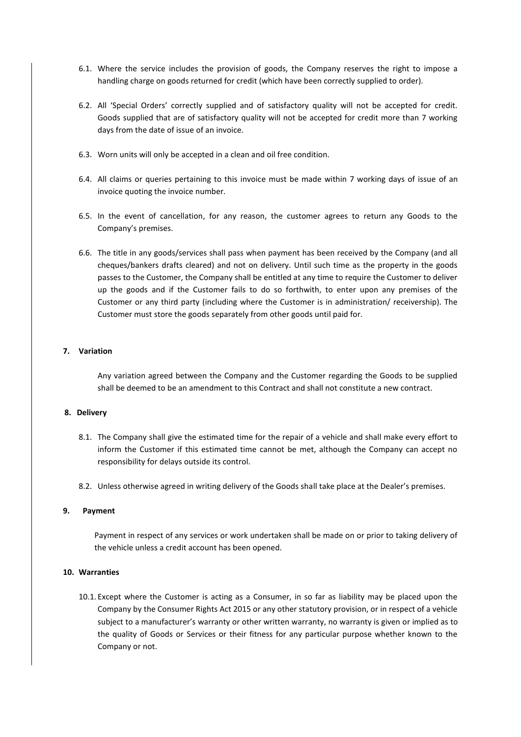6.1. Where the service includes the provision of goods, the Company reserves the right to impose a handling charge on goods returned for credit (which have been correctly supplied to order).

6.2. All 'Special Orders' correctly supplied and of satisfactory quality will not be accepted for credit. Goods supplied that are of satisfactory quality will not be accepted for credit more than 7 working days from the date of issue of an invoice.

6.3. Worn units will only be accepted in a clean and oil free condition.

6.4. All claims or queries pertaining to this invoice must be made within 7 working days of issue of an invoice quoting the invoice number.

6.5. In the event of cancellation, for any reason, the customer agrees to return any Goods to the Company's premises.

6.6. The title in any goods/services shall pass when payment has been received by the Company (and all cheques/bankers drafts cleared) and not on delivery. Until such time as the property in the goods passes to the Customer, the Company shall be entitled at any time to require the Customer to deliver up the goods and if the Customer fails to do so forthwith, to enter upon any premises of the Customer or any third party (including where the Customer is in administration/ receivership). The Customer must store the goods separately from other goods until paid for.

**7. Variation**

Any variation agreed between the Company and the Customer regarding the Goods to be supplied shall be deemed to be an amendment to this Contract and shall not constitute a new contract.

**8. Delivery**

8.1. The Company shall give the estimated time for the repair of a vehicle and shall make every effort to inform the Customer if this estimated time cannot be met, although the Company can accept no responsibility for delays outside its control.

8.2. Unless otherwise agreed in writing delivery of the Goods shall take place at the Dealer's premises.

**9. Payment**

Payment in respect of any services or work undertaken shall be made on or prior to taking delivery of the vehicle unless a credit account has been opened.

**10. Warranties**

10.1. Except where the Customer is acting as a Consumer, in so far as liability may be placed upon the Company by the Consumer Rights Act 2015 or any other statutory provision, or in respect of a vehicle subject to a manufacturer's warranty or other written warranty, no warranty is given or implied as to the quality of Goods or Services or their fitness for any particular purpose whether known to the Company or not.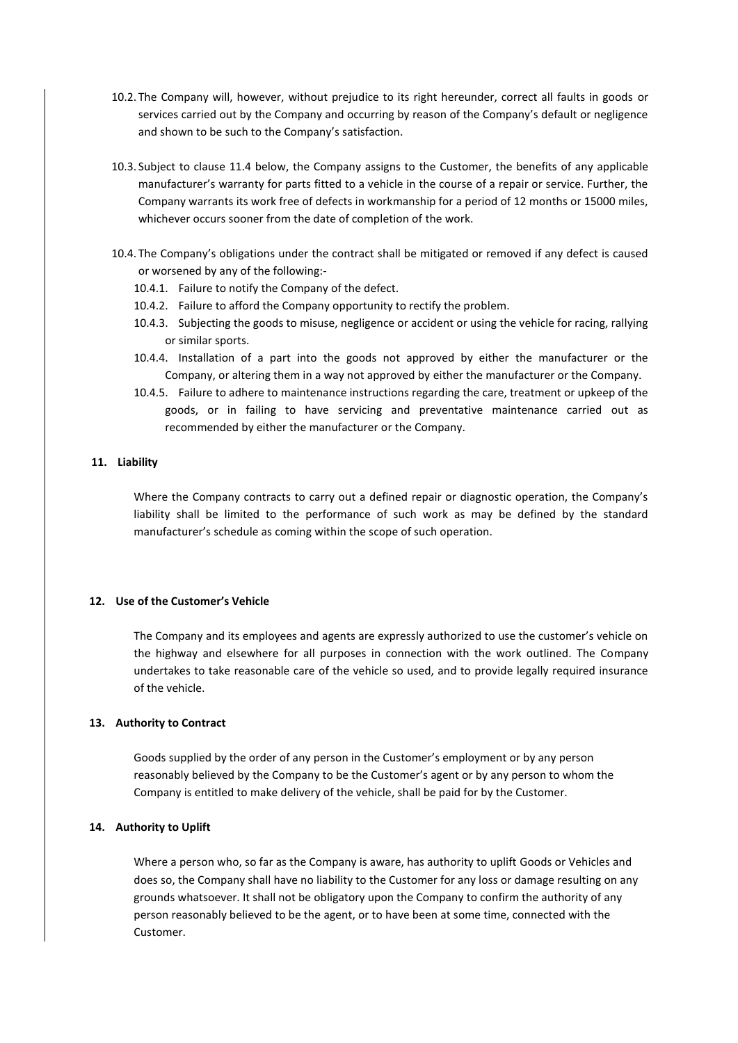10.2. The Company will, however, without prejudice to its right hereunder, correct all faults in goods or services carried out by the Company and occurring by reason of the Company's default or negligence and shown to be such to the Company's satisfaction.

10.3. Subject to clause 11.4 below, the Company assigns to the Customer, the benefits of any applicable manufacturer's warranty for parts fitted to a vehicle in the course of a repair or service. Further, the Company warrants its work free of defects in workmanship for a period of 12 months or 15000 miles, whichever occurs sooner from the date of completion of the work.

10.4. The Company's obligations under the contract shall be mitigated or removed if any defect is caused or worsened by any of the following:-

- 10.4.1. Failure to notify the Company of the defect.
- 10.4.2. Failure to afford the Company opportunity to rectify the problem.
- 10.4.3. Subjecting the goods to misuse, negligence or accident or using the vehicle for racing, rallying or similar sports.
- 10.4.4. Installation of a part into the goods not approved by either the manufacturer or the Company, or altering them in a way not approved by either the manufacturer or the Company.
- 10.4.5. Failure to adhere to maintenance instructions regarding the care, treatment or upkeep of the goods, or in failing to have servicing and preventative maintenance carried out as recommended by either the manufacturer or the Company.

## 11. Liability

Where the Company contracts to carry out a defined repair or diagnostic operation, the Company's liability shall be limited to the performance of such work as may be defined by the standard manufacturer's schedule as coming within the scope of such operation.

## 12. Use of the Customer's Vehicle

The Company and its employees and agents are expressly authorized to use the customer's vehicle on the highway and elsewhere for all purposes in connection with the work outlined. The Company undertakes to take reasonable care of the vehicle so used, and to provide legally required insurance of the vehicle.

## 13. Authority to Contract

Goods supplied by the order of any person in the Customer's employment or by any person reasonably believed by the Company to be the Customer's agent or by any person to whom the Company is entitled to make delivery of the vehicle, shall be paid for by the Customer.

## 14. Authority to Uplift

Where a person who, so far as the Company is aware, has authority to uplift Goods or Vehicles and does so, the Company shall have no liability to the Customer for any loss or damage resulting on any grounds whatsoever. It shall not be obligatory upon the Company to confirm the authority of any person reasonably believed to be the agent, or to have been at some time, connected with the Customer.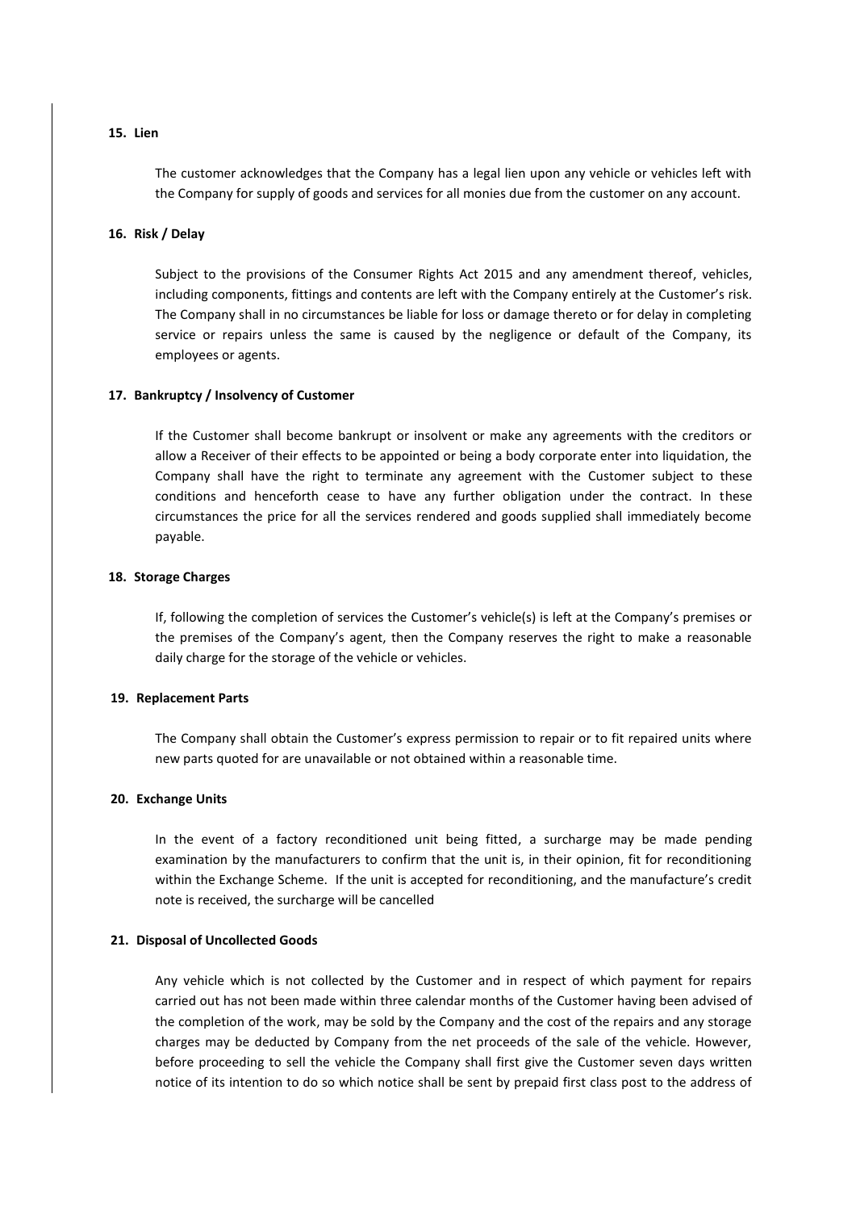**15. Lien**

The customer acknowledges that the Company has a legal lien upon any vehicle or vehicles left with the Company for supply of goods and services for all monies due from the customer on any account.

**16. Risk / Delay**

Subject to the provisions of the Consumer Rights Act 2015 and any amendment thereof, vehicles, including components, fittings and contents are left with the Company entirely at the Customer's risk. The Company shall in no circumstances be liable for loss or damage thereto or for delay in completing service or repairs unless the same is caused by the negligence or default of the Company, its employees or agents.

**17. Bankruptcy / Insolvency of Customer**

If the Customer shall become bankrupt or insolvent or make any agreements with the creditors or allow a Receiver of their effects to be appointed or being a body corporate enter into liquidation, the Company shall have the right to terminate any agreement with the Customer subject to these conditions and henceforth cease to have any further obligation under the contract. In these circumstances the price for all the services rendered and goods supplied shall immediately become payable.

**18. Storage Charges**

If, following the completion of services the Customer's vehicle(s) is left at the Company's premises or the premises of the Company's agent, then the Company reserves the right to make a reasonable daily charge for the storage of the vehicle or vehicles.

**19. Replacement Parts**

The Company shall obtain the Customer's express permission to repair or to fit repaired units where new parts quoted for are unavailable or not obtained within a reasonable time.

**20. Exchange Units**

In the event of a factory reconditioned unit being fitted, a surcharge may be made pending examination by the manufacturers to confirm that the unit is, in their opinion, fit for reconditioning within the Exchange Scheme. If the unit is accepted for reconditioning, and the manufacture's credit note is received, the surcharge will be cancelled

**21. Disposal of Uncollected Goods**

Any vehicle which is not collected by the Customer and in respect of which payment for repairs carried out has not been made within three calendar months of the Customer having been advised of the completion of the work, may be sold by the Company and the cost of the repairs and any storage charges may be deducted by Company from the net proceeds of the sale of the vehicle. However, before proceeding to sell the vehicle the Company shall first give the Customer seven days written notice of its intention to do so which notice shall be sent by prepaid first class post to the address of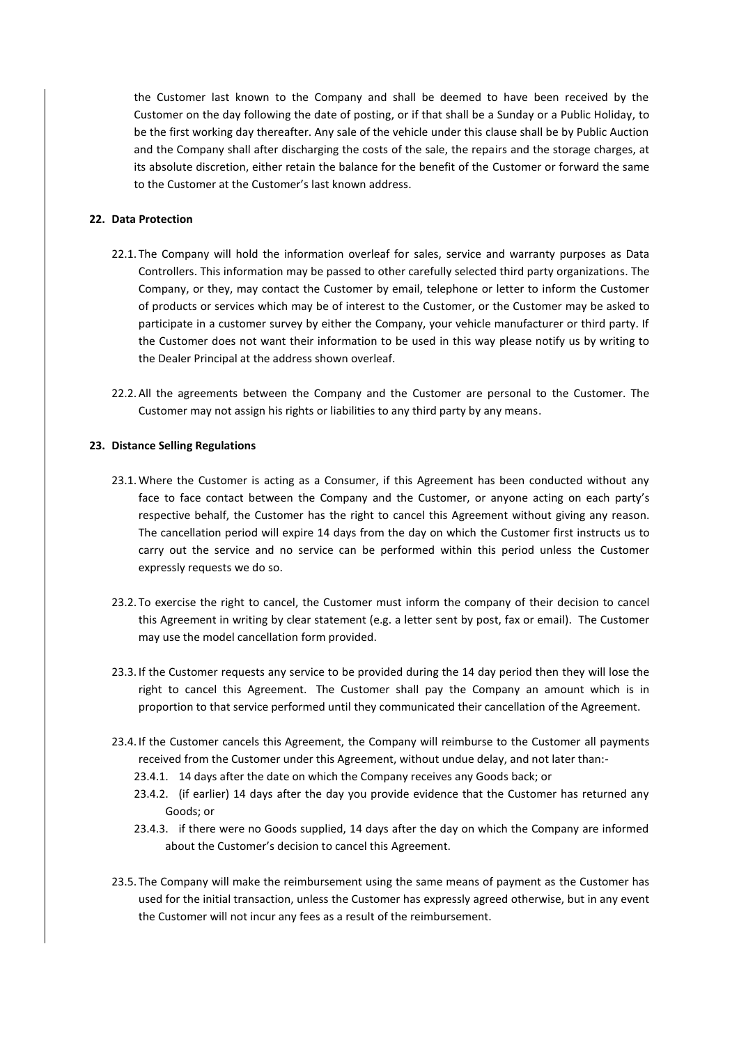the Customer last known to the Company and shall be deemed to have been received by the Customer on the day following the date of posting, or if that shall be a Sunday or a Public Holiday, to be the first working day thereafter. Any sale of the vehicle under this clause shall be by Public Auction and the Company shall after discharging the costs of the sale, the repairs and the storage charges, at its absolute discretion, either retain the balance for the benefit of the Customer or forward the same to the Customer at the Customer's last known address.

## 22. Data Protection

22.1. The Company will hold the information overleaf for sales, service and warranty purposes as Data Controllers. This information may be passed to other carefully selected third party organizations. The Company, or they, may contact the Customer by email, telephone or letter to inform the Customer of products or services which may be of interest to the Customer, or the Customer may be asked to participate in a customer survey by either the Company, your vehicle manufacturer or third party. If the Customer does not want their information to be used in this way please notify us by writing to the Dealer Principal at the address shown overleaf.

22.2. All the agreements between the Company and the Customer are personal to the Customer. The Customer may not assign his rights or liabilities to any third party by any means.

## 23. Distance Selling Regulations

23.1. Where the Customer is acting as a Consumer, if this Agreement has been conducted without any face to face contact between the Company and the Customer, or anyone acting on each party's respective behalf, the Customer has the right to cancel this Agreement without giving any reason. The cancellation period will expire 14 days from the day on which the Customer first instructs us to carry out the service and no service can be performed within this period unless the Customer expressly requests we do so.

23.2. To exercise the right to cancel, the Customer must inform the company of their decision to cancel this Agreement in writing by clear statement (e.g. a letter sent by post, fax or email). The Customer may use the model cancellation form provided.

23.3. If the Customer requests any service to be provided during the 14 day period then they will lose the right to cancel this Agreement. The Customer shall pay the Company an amount which is in proportion to that service performed until they communicated their cancellation of the Agreement.

23.4. If the Customer cancels this Agreement, the Company will reimburse to the Customer all payments received from the Customer under this Agreement, without undue delay, and not later than:-

- 23.4.1. 14 days after the date on which the Company receives any Goods back; or
- 23.4.2. (if earlier) 14 days after the day you provide evidence that the Customer has returned any Goods; or
- 23.4.3. if there were no Goods supplied, 14 days after the day on which the Company are informed about the Customer's decision to cancel this Agreement.

23.5. The Company will make the reimbursement using the same means of payment as the Customer has used for the initial transaction, unless the Customer has expressly agreed otherwise, but in any event the Customer will not incur any fees as a result of the reimbursement.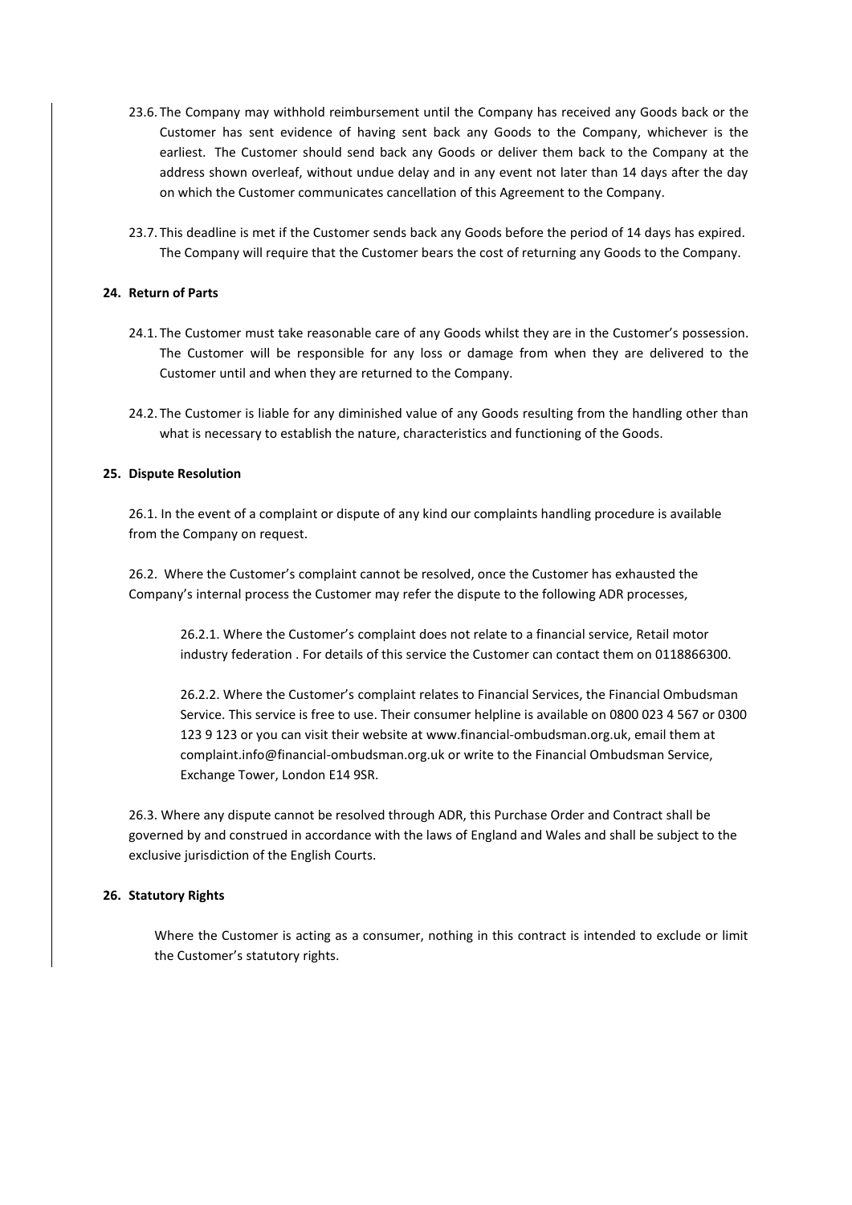23.6. The Company may withhold reimbursement until the Company has received any Goods back or the Customer has sent evidence of having sent back any Goods to the Company, whichever is the earliest. The Customer should send back any Goods or deliver them back to the Company at the address shown overleaf, without undue delay and in any event not later than 14 days after the day on which the Customer communicates cancellation of this Agreement to the Company.

23.7. This deadline is met if the Customer sends back any Goods before the period of 14 days has expired. The Company will require that the Customer bears the cost of returning any Goods to the Company.

**24. Return of Parts**

24.1. The Customer must take reasonable care of any Goods whilst they are in the Customer's possession. The Customer will be responsible for any loss or damage from when they are delivered to the Customer until and when they are returned to the Company.

24.2. The Customer is liable for any diminished value of any Goods resulting from the handling other than what is necessary to establish the nature, characteristics and functioning of the Goods.

**25. Dispute Resolution**

26.1. In the event of a complaint or dispute of any kind our complaints handling procedure is available from the Company on request.

26.2. Where the Customer's complaint cannot be resolved, once the Customer has exhausted the Company's internal process the Customer may refer the dispute to the following ADR processes,

26.2.1. Where the Customer's complaint does not relate to a financial service, Retail motor industry federation . For details of this service the Customer can contact them on 0118866300.

26.2.2. Where the Customer's complaint relates to Financial Services, the Financial Ombudsman Service. This service is free to use. Their consumer helpline is available on 0800 023 4 567 or 0300 123 9 123 or you can visit their website at www.financial-ombudsman.org.uk, email them at complaint.info@financial-ombudsman.org.uk or write to the Financial Ombudsman Service, Exchange Tower, London E14 9SR.

26.3. Where any dispute cannot be resolved through ADR, this Purchase Order and Contract shall be governed by and construed in accordance with the laws of England and Wales and shall be subject to the exclusive jurisdiction of the English Courts.

**26. Statutory Rights**

Where the Customer is acting as a consumer, nothing in this contract is intended to exclude or limit the Customer's statutory rights.